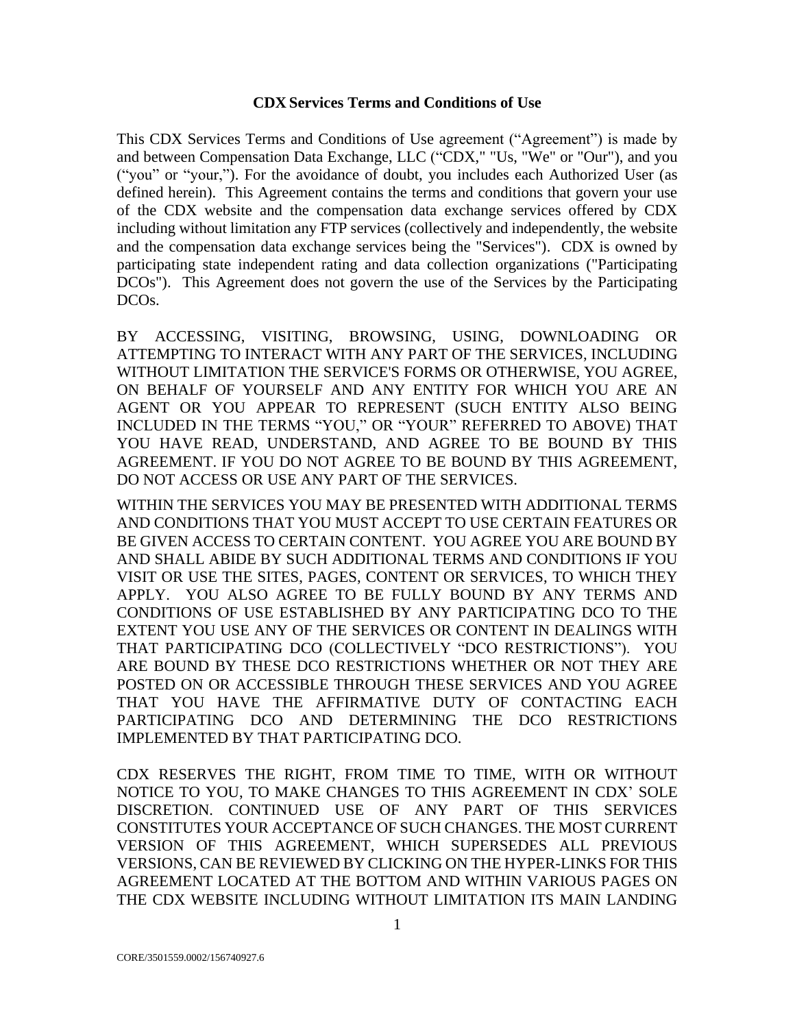# CDX Services Terms and Conditions of Use

This CDX Services Terms and Conditions of Use agreement ("Agreement") is made by and between Compensation Data Exchange, LLC ("CDX," "Us, "We" or "Our"), and you ("you" or "your,"). For the avoidance of doubt, you includes each Authorized User (as defined herein). This Agreement contains the terms and conditions that govern your use of the CDX website and the compensation data exchange services offered by CDX including without limitation any FTP services (collectively and independently, the website and the compensation data exchange services being the "Services"). CDX is owned by participating state independent rating and data collection organizations ("Participating DCOs"). This Agreement does not govern the use of the Services by the Participating DCOs.

BY ACCESSING, VISITING, BROWSING, USING, DOWNLOADING OR ATTEMPTING TO INTERACT WITH ANY PART OF THE SERVICES, INCLUDING WITHOUT LIMITATION THE SERVICE'S FORMS OR OTHERWISE, YOU AGREE, ON BEHALF OF YOURSELF AND ANY ENTITY FOR WHICH YOU ARE AN AGENT OR YOU APPEAR TO REPRESENT (SUCH ENTITY ALSO BEING INCLUDED IN THE TERMS "YOU," OR "YOUR" REFERRED TO ABOVE) THAT YOU HAVE READ, UNDERSTAND, AND AGREE TO BE BOUND BY THIS AGREEMENT. IF YOU DO NOT AGREE TO BE BOUND BY THIS AGREEMENT, DO NOT ACCESS OR USE ANY PART OF THE SERVICES.

WITHIN THE SERVICES YOU MAY BE PRESENTED WITH ADDITIONAL TERMS AND CONDITIONS THAT YOU MUST ACCEPT TO USE CERTAIN FEATURES OR BE GIVEN ACCESS TO CERTAIN CONTENT. YOU AGREE YOU ARE BOUND BY AND SHALL ABIDE BY SUCH ADDITIONAL TERMS AND CONDITIONS IF YOU VISIT OR USE THE SITES, PAGES, CONTENT OR SERVICES, TO WHICH THEY APPLY. YOU ALSO AGREE TO BE FULLY BOUND BY ANY TERMS AND CONDITIONS OF USE ESTABLISHED BY ANY PARTICIPATING DCO TO THE EXTENT YOU USE ANY OF THE SERVICES OR CONTENT IN DEALINGS WITH THAT PARTICIPATING DCO (COLLECTIVELY "DCO RESTRICTIONS"). YOU ARE BOUND BY THESE DCO RESTRICTIONS WHETHER OR NOT THEY ARE POSTED ON OR ACCESSIBLE THROUGH THESE SERVICES AND YOU AGREE THAT YOU HAVE THE AFFIRMATIVE DUTY OF CONTACTING EACH PARTICIPATING DCO AND DETERMINING THE DCO RESTRICTIONS IMPLEMENTED BY THAT PARTICIPATING DCO.

CDX RESERVES THE RIGHT, FROM TIME TO TIME, WITH OR WITHOUT NOTICE TO YOU, TO MAKE CHANGES TO THIS AGREEMENT IN CDX' SOLE DISCRETION. CONTINUED USE OF ANY PART OF THIS SERVICES CONSTITUTES YOUR ACCEPTANCE OF SUCH CHANGES. THE MOST CURRENT VERSION OF THIS AGREEMENT, WHICH SUPERSEDES ALL PREVIOUS VERSIONS, CAN BE REVIEWED BY CLICKING ON THE HYPER-LINKS FOR THIS AGREEMENT LOCATED AT THE BOTTOM AND WITHIN VARIOUS PAGES ON THE CDX WEBSITE INCLUDING WITHOUT LIMITATION ITS MAIN LANDING

CORE/3501559.0002/156740927.6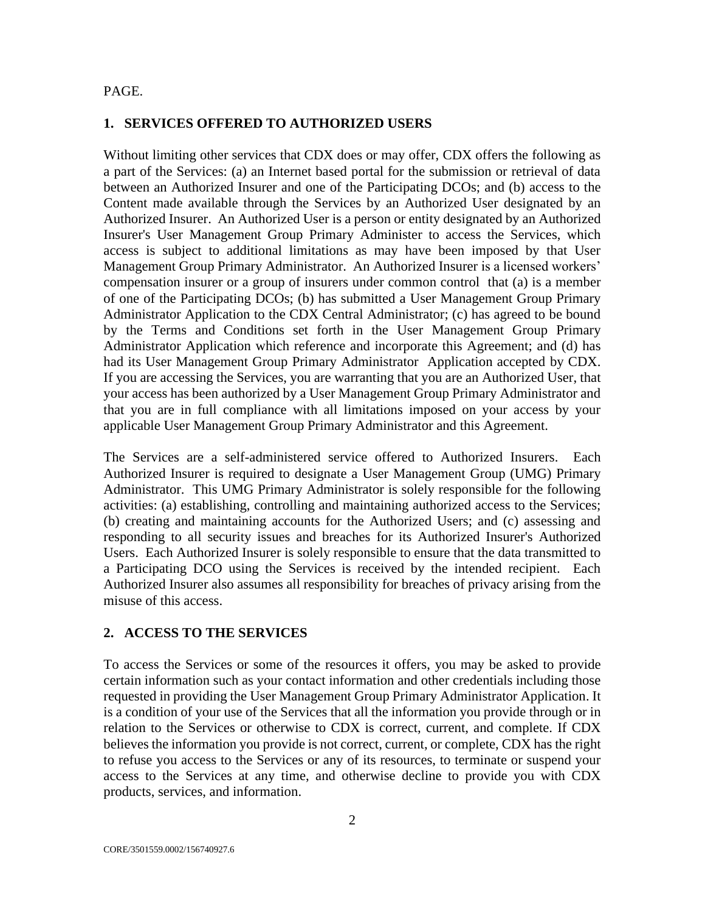PAGE.

## 1. SERVICES OFFERED TO AUTHORIZED USERS

Without limiting other services that CDX does or may offer, CDX offers the following as a part of the Services: (a) an Internet based portal for the submission or retrieval of data between an Authorized Insurer and one of the Participating DCOs; and (b) access to the Content made available through the Services by an Authorized User designated by an Authorized Insurer. An Authorized User is a person or entity designated by an Authorized Insurer's User Management Group Primary Administer to access the Services, which access is subject to additional limitations as may have been imposed by that User Management Group Primary Administrator. An Authorized Insurer is a licensed workers' compensation insurer or a group of insurers under common control that (a) is a member of one of the Participating DCOs; (b) has submitted a User Management Group Primary Administrator Application to the CDX Central Administrator; (c) has agreed to be bound by the Terms and Conditions set forth in the User Management Group Primary Administrator Application which reference and incorporate this Agreement; and (d) has had its User Management Group Primary Administrator Application accepted by CDX. If you are accessing the Services, you are warranting that you are an Authorized User, that your access has been authorized by a User Management Group Primary Administrator and that you are in full compliance with all limitations imposed on your access by your applicable User Management Group Primary Administrator and this Agreement.

The Services are a self-administered service offered to Authorized Insurers. Each Authorized Insurer is required to designate a User Management Group (UMG) Primary Administrator. This UMG Primary Administrator is solely responsible for the following activities: (a) establishing, controlling and maintaining authorized access to the Services; (b) creating and maintaining accounts for the Authorized Users; and (c) assessing and responding to all security issues and breaches for its Authorized Insurer's Authorized Users. Each Authorized Insurer is solely responsible to ensure that the data transmitted to a Participating DCO using the Services is received by the intended recipient. Each Authorized Insurer also assumes all responsibility for breaches of privacy arising from the misuse of this access.

## 2. ACCESS TO THE SERVICES

To access the Services or some of the resources it offers, you may be asked to provide certain information such as your contact information and other credentials including those requested in providing the User Management Group Primary Administrator Application. It is a condition of your use of the Services that all the information you provide through or in relation to the Services or otherwise to CDX is correct, current, and complete. If CDX believes the information you provide is not correct, current, or complete, CDX has the right to refuse you access to the Services or any of its resources, to terminate or suspend your access to the Services at any time, and otherwise decline to provide you with CDX products, services, and information.

CORE/3501559.0002/156740927.6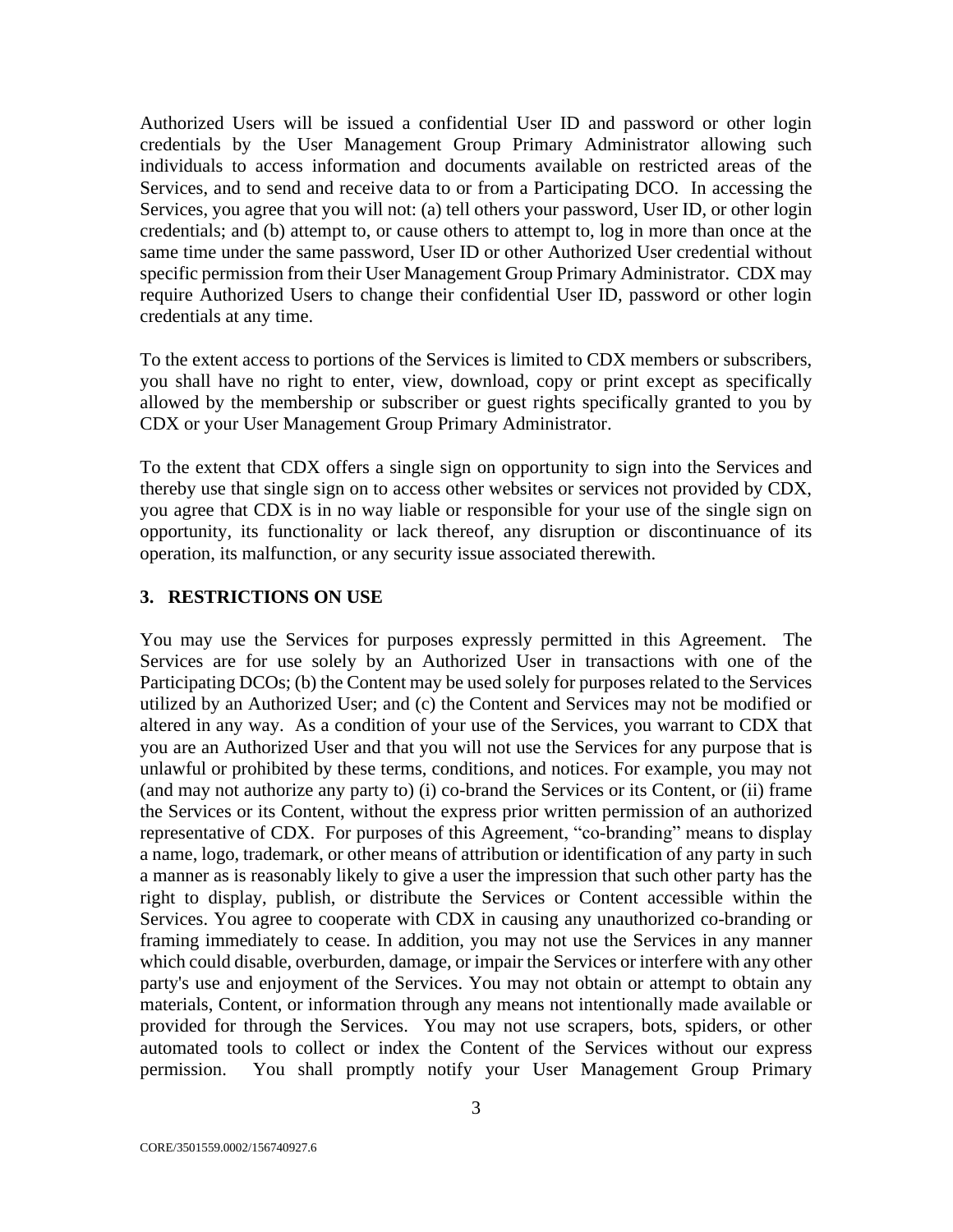Authorized Users will be issued a confidential User ID and password or other login credentials by the User Management Group Primary Administrator allowing such individuals to access information and documents available on restricted areas of the Services, and to send and receive data to or from a Participating DCO. In accessing the Services, you agree that you will not: (a) tell others your password, User ID, or other login credentials; and (b) attempt to, or cause others to attempt to, log in more than once at the same time under the same password, User ID or other Authorized User credential without specific permission from their User Management Group Primary Administrator. CDX may require Authorized Users to change their confidential User ID, password or other login credentials at any time.

To the extent access to portions of the Services is limited to CDX members or subscribers, you shall have no right to enter, view, download, copy or print except as specifically allowed by the membership or subscriber or guest rights specifically granted to you by CDX or your User Management Group Primary Administrator.

To the extent that CDX offers a single sign on opportunity to sign into the Services and thereby use that single sign on to access other websites or services not provided by CDX, you agree that CDX is in no way liable or responsible for your use of the single sign on opportunity, its functionality or lack thereof, any disruption or discontinuance of its operation, its malfunction, or any security issue associated therewith.

## 3. RESTRICTIONS ON USE

You may use the Services for purposes expressly permitted in this Agreement. The Services are for use solely by an Authorized User in transactions with one of the Participating DCOs; (b) the Content may be used solely for purposes related to the Services utilized by an Authorized User; and (c) the Content and Services may not be modified or altered in any way. As a condition of your use of the Services, you warrant to CDX that you are an Authorized User and that you will not use the Services for any purpose that is unlawful or prohibited by these terms, conditions, and notices. For example, you may not (and may not authorize any party to) (i) co-brand the Services or its Content, or (ii) frame the Services or its Content, without the express prior written permission of an authorized representative of CDX. For purposes of this Agreement, "co-branding" means to display a name, logo, trademark, or other means of attribution or identification of any party in such a manner as is reasonably likely to give a user the impression that such other party has the right to display, publish, or distribute the Services or Content accessible within the Services. You agree to cooperate with CDX in causing any unauthorized co-branding or framing immediately to cease. In addition, you may not use the Services in any manner which could disable, overburden, damage, or impair the Services or interfere with any other party's use and enjoyment of the Services. You may not obtain or attempt to obtain any materials, Content, or information through any means not intentionally made available or provided for through the Services. You may not use scrapers, bots, spiders, or other automated tools to collect or index the Content of the Services without our express permission. You shall promptly notify your User Management Group Primary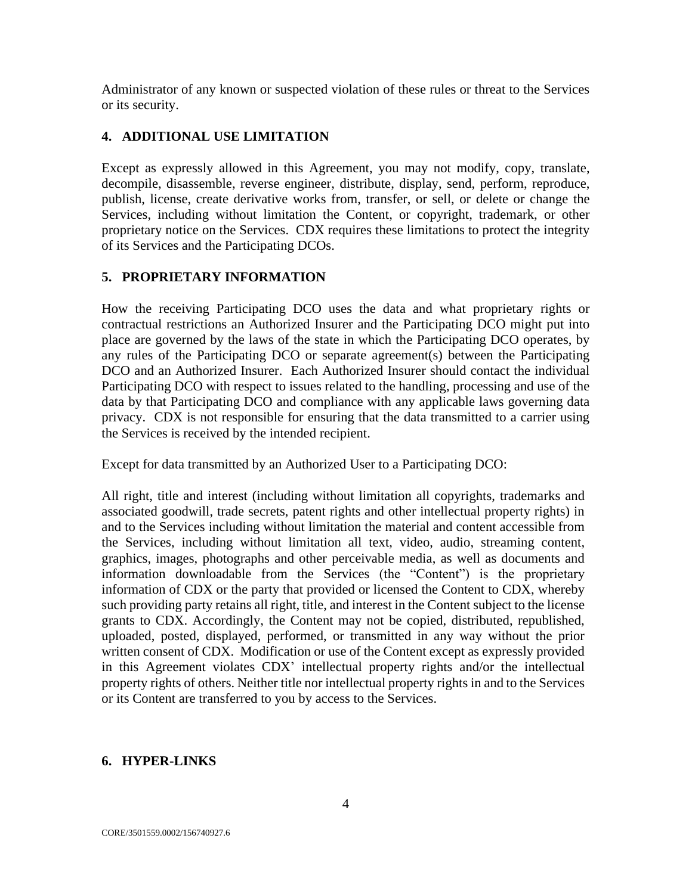Administrator of any known or suspected violation of these rules or threat to the Services or its security.

## 4. ADDITIONAL USE LIMITATION

Except as expressly allowed in this Agreement, you may not modify, copy, translate, decompile, disassemble, reverse engineer, distribute, display, send, perform, reproduce, publish, license, create derivative works from, transfer, or sell, or delete or change the Services, including without limitation the Content, or copyright, trademark, or other proprietary notice on the Services. CDX requires these limitations to protect the integrity of its Services and the Participating DCOs.

## 5. PROPRIETARY INFORMATION

How the receiving Participating DCO uses the data and what proprietary rights or contractual restrictions an Authorized Insurer and the Participating DCO might put into place are governed by the laws of the state in which the Participating DCO operates, by any rules of the Participating DCO or separate agreement(s) between the Participating DCO and an Authorized Insurer. Each Authorized Insurer should contact the individual Participating DCO with respect to issues related to the handling, processing and use of the data by that Participating DCO and compliance with any applicable laws governing data privacy. CDX is not responsible for ensuring that the data transmitted to a carrier using the Services is received by the intended recipient.

Except for data transmitted by an Authorized User to a Participating DCO:

All right, title and interest (including without limitation all copyrights, trademarks and associated goodwill, trade secrets, patent rights and other intellectual property rights) in and to the Services including without limitation the material and content accessible from the Services, including without limitation all text, video, audio, streaming content, graphics, images, photographs and other perceivable media, as well as documents and information downloadable from the Services (the "Content") is the proprietary information of CDX or the party that provided or licensed the Content to CDX, whereby such providing party retains all right, title, and interest in the Content subject to the license grants to CDX. Accordingly, the Content may not be copied, distributed, republished, uploaded, posted, displayed, performed, or transmitted in any way without the prior written consent of CDX. Modification or use of the Content except as expressly provided in this Agreement violates CDX' intellectual property rights and/or the intellectual property rights of others. Neither title nor intellectual property rights in and to the Services or its Content are transferred to you by access to the Services.

## 6. HYPER-LINKS

CORE/3501559.0002/156740927.6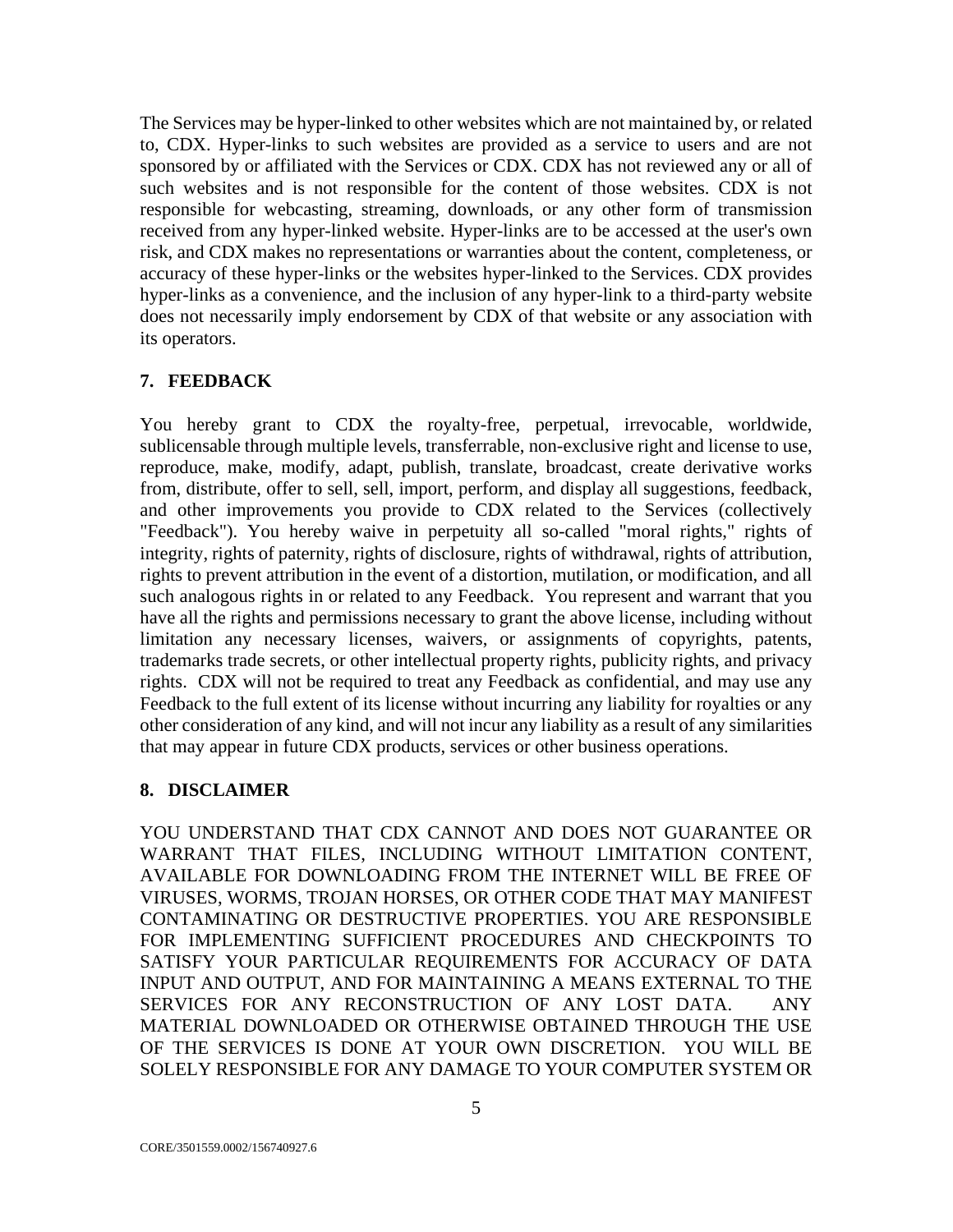The Services may be hyper-linked to other websites which are not maintained by, or related to, CDX. Hyper-links to such websites are provided as a service to users and are not sponsored by or affiliated with the Services or CDX. CDX has not reviewed any or all of such websites and is not responsible for the content of those websites. CDX is not responsible for webcasting, streaming, downloads, or any other form of transmission received from any hyper-linked website. Hyper-links are to be accessed at the user's own risk, and CDX makes no representations or warranties about the content, completeness, or accuracy of these hyper-links or the websites hyper-linked to the Services. CDX provides hyper-links as a convenience, and the inclusion of any hyper-link to a third-party website does not necessarily imply endorsement by CDX of that website or any association with its operators.

## 7. FEEDBACK

You hereby grant to CDX the royalty-free, perpetual, irrevocable, worldwide, sublicensable through multiple levels, transferrable, non-exclusive right and license to use, reproduce, make, modify, adapt, publish, translate, broadcast, create derivative works from, distribute, offer to sell, sell, import, perform, and display all suggestions, feedback, and other improvements you provide to CDX related to the Services (collectively "Feedback"). You hereby waive in perpetuity all so-called "moral rights," rights of integrity, rights of paternity, rights of disclosure, rights of withdrawal, rights of attribution, rights to prevent attribution in the event of a distortion, mutilation, or modification, and all such analogous rights in or related to any Feedback. You represent and warrant that you have all the rights and permissions necessary to grant the above license, including without limitation any necessary licenses, waivers, or assignments of copyrights, patents, trademarks trade secrets, or other intellectual property rights, publicity rights, and privacy rights. CDX will not be required to treat any Feedback as confidential, and may use any Feedback to the full extent of its license without incurring any liability for royalties or any other consideration of any kind, and will not incur any liability as a result of any similarities that may appear in future CDX products, services or other business operations.

## 8. DISCLAIMER

YOU UNDERSTAND THAT CDX CANNOT AND DOES NOT GUARANTEE OR WARRANT THAT FILES, INCLUDING WITHOUT LIMITATION CONTENT, AVAILABLE FOR DOWNLOADING FROM THE INTERNET WILL BE FREE OF VIRUSES, WORMS, TROJAN HORSES, OR OTHER CODE THAT MAY MANIFEST CONTAMINATING OR DESTRUCTIVE PROPERTIES. YOU ARE RESPONSIBLE FOR IMPLEMENTING SUFFICIENT PROCEDURES AND CHECKPOINTS TO SATISFY YOUR PARTICULAR REQUIREMENTS FOR ACCURACY OF DATA INPUT AND OUTPUT, AND FOR MAINTAINING A MEANS EXTERNAL TO THE SERVICES FOR ANY RECONSTRUCTION OF ANY LOST DATA. ANY MATERIAL DOWNLOADED OR OTHERWISE OBTAINED THROUGH THE USE OF THE SERVICES IS DONE AT YOUR OWN DISCRETION. YOU WILL BE SOLELY RESPONSIBLE FOR ANY DAMAGE TO YOUR COMPUTER SYSTEM OR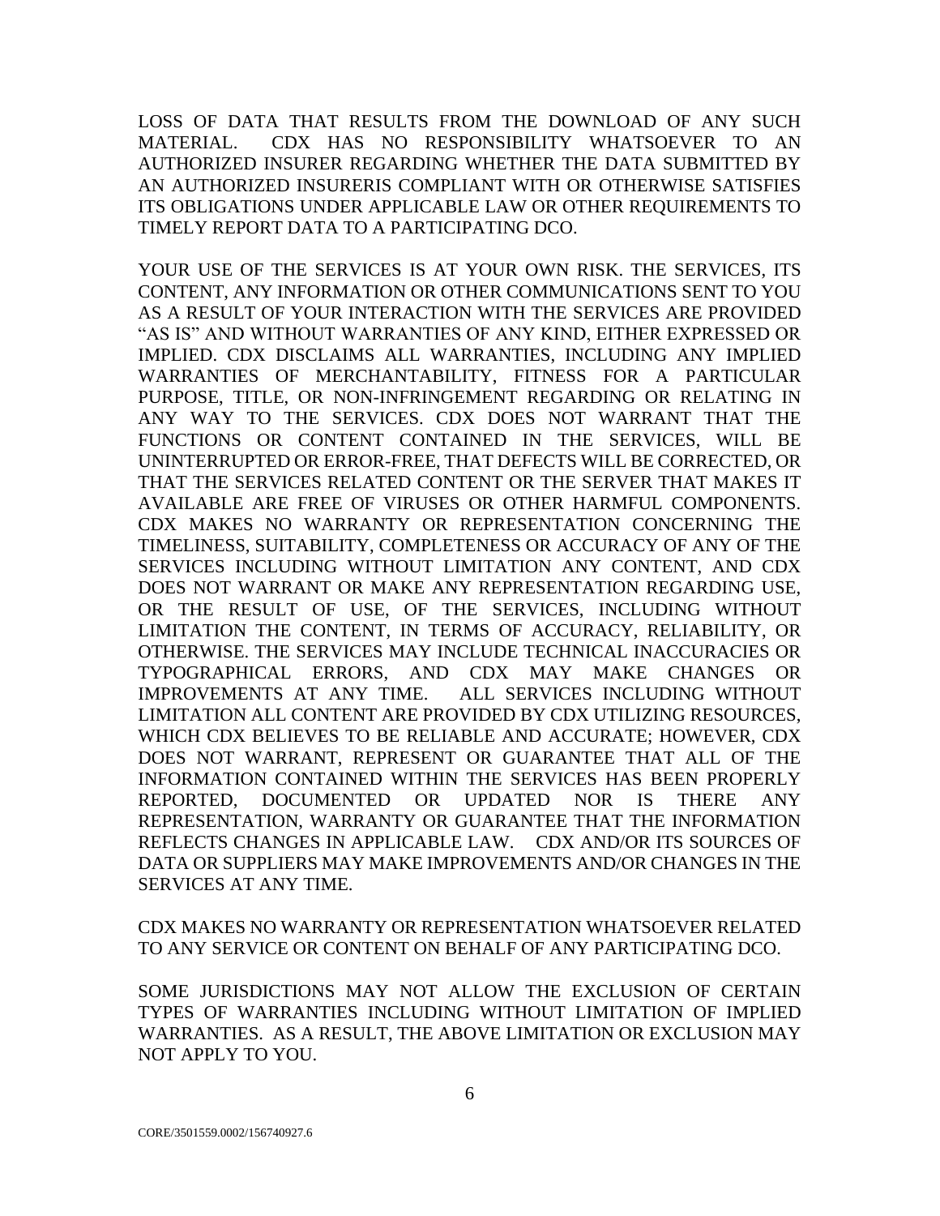LOSS OF DATA THAT RESULTS FROM THE DOWNLOAD OF ANY SUCH MATERIAL. CDX HAS NO RESPONSIBILITY WHATSOEVER TO AN AUTHORIZED INSURER REGARDING WHETHER THE DATA SUBMITTED BY AN AUTHORIZED INSURERIS COMPLIANT WITH OR OTHERWISE SATISFIES ITS OBLIGATIONS UNDER APPLICABLE LAW OR OTHER REQUIREMENTS TO TIMELY REPORT DATA TO A PARTICIPATING DCO.

YOUR USE OF THE SERVICES IS AT YOUR OWN RISK. THE SERVICES, ITS CONTENT, ANY INFORMATION OR OTHER COMMUNICATIONS SENT TO YOU AS A RESULT OF YOUR INTERACTION WITH THE SERVICES ARE PROVIDED "AS IS" AND WITHOUT WARRANTIES OF ANY KIND, EITHER EXPRESSED OR IMPLIED. CDX DISCLAIMS ALL WARRANTIES, INCLUDING ANY IMPLIED WARRANTIES OF MERCHANTABILITY, FITNESS FOR A PARTICULAR PURPOSE, TITLE, OR NON-INFRINGEMENT REGARDING OR RELATING IN ANY WAY TO THE SERVICES. CDX DOES NOT WARRANT THAT THE FUNCTIONS OR CONTENT CONTAINED IN THE SERVICES, WILL BE UNINTERRUPTED OR ERROR-FREE, THAT DEFECTS WILL BE CORRECTED, OR THAT THE SERVICES RELATED CONTENT OR THE SERVER THAT MAKES IT AVAILABLE ARE FREE OF VIRUSES OR OTHER HARMFUL COMPONENTS. CDX MAKES NO WARRANTY OR REPRESENTATION CONCERNING THE TIMELINESS, SUITABILITY, COMPLETENESS OR ACCURACY OF ANY OF THE SERVICES INCLUDING WITHOUT LIMITATION ANY CONTENT, AND CDX DOES NOT WARRANT OR MAKE ANY REPRESENTATION REGARDING USE, OR THE RESULT OF USE, OF THE SERVICES, INCLUDING WITHOUT LIMITATION THE CONTENT, IN TERMS OF ACCURACY, RELIABILITY, OR OTHERWISE. THE SERVICES MAY INCLUDE TECHNICAL INACCURACIES OR TYPOGRAPHICAL ERRORS, AND CDX MAY MAKE CHANGES OR IMPROVEMENTS AT ANY TIME. ALL SERVICES INCLUDING WITHOUT LIMITATION ALL CONTENT ARE PROVIDED BY CDX UTILIZING RESOURCES, WHICH CDX BELIEVES TO BE RELIABLE AND ACCURATE; HOWEVER, CDX DOES NOT WARRANT, REPRESENT OR GUARANTEE THAT ALL OF THE INFORMATION CONTAINED WITHIN THE SERVICES HAS BEEN PROPERLY REPORTED, DOCUMENTED OR UPDATED NOR IS THERE ANY REPRESENTATION, WARRANTY OR GUARANTEE THAT THE INFORMATION REFLECTS CHANGES IN APPLICABLE LAW. CDX AND/OR ITS SOURCES OF DATA OR SUPPLIERS MAY MAKE IMPROVEMENTS AND/OR CHANGES IN THE SERVICES AT ANY TIME.

CDX MAKES NO WARRANTY OR REPRESENTATION WHATSOEVER RELATED TO ANY SERVICE OR CONTENT ON BEHALF OF ANY PARTICIPATING DCO.

SOME JURISDICTIONS MAY NOT ALLOW THE EXCLUSION OF CERTAIN TYPES OF WARRANTIES INCLUDING WITHOUT LIMITATION OF IMPLIED WARRANTIES. AS A RESULT, THE ABOVE LIMITATION OR EXCLUSION MAY NOT APPLY TO YOU.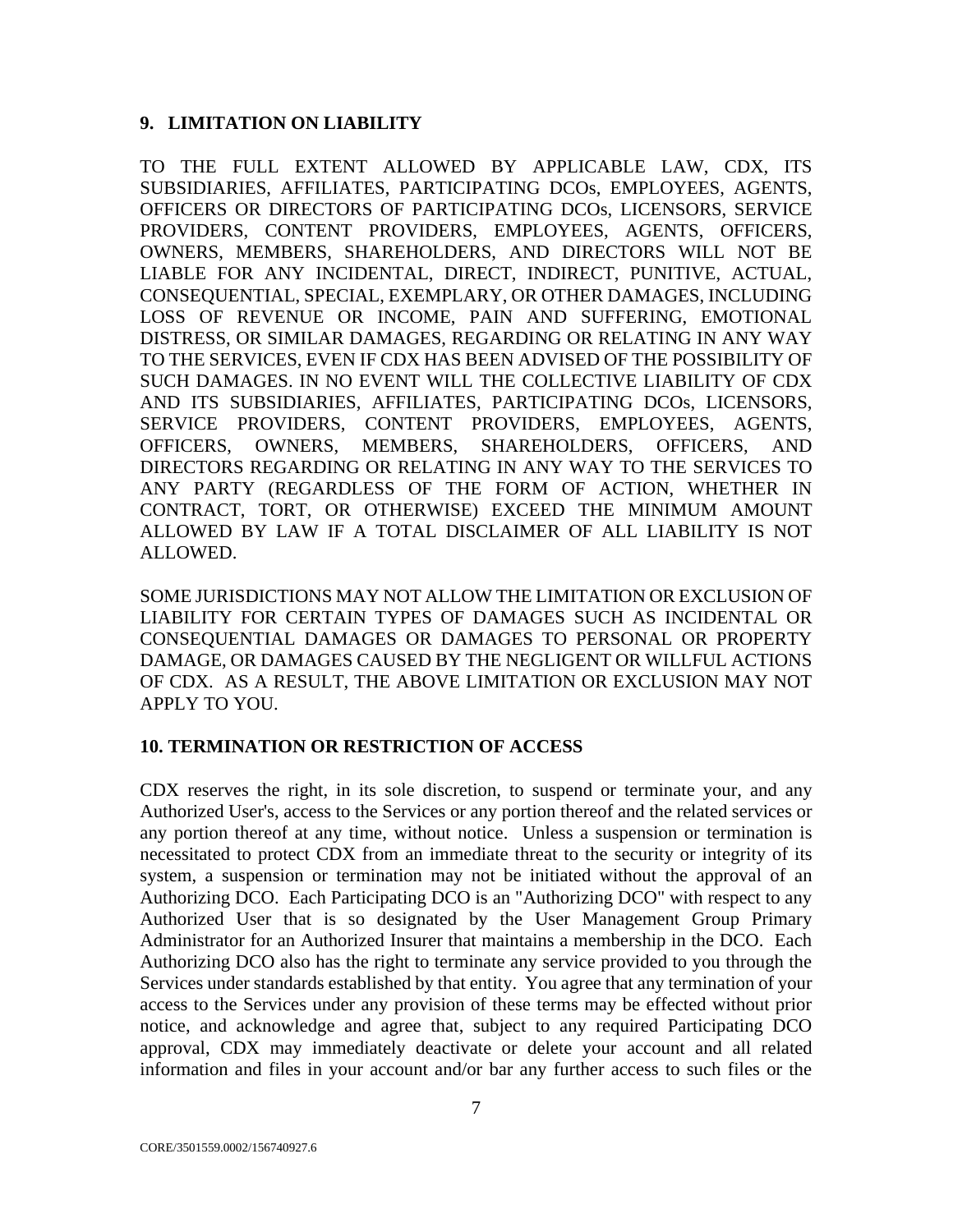## 9. LIMITATION ON LIABILITY

TO THE FULL EXTENT ALLOWED BY APPLICABLE LAW, CDX, ITS SUBSIDIARIES, AFFILIATES, PARTICIPATING DCOs, EMPLOYEES, AGENTS, OFFICERS OR DIRECTORS OF PARTICIPATING DCOs, LICENSORS, SERVICE PROVIDERS, CONTENT PROVIDERS, EMPLOYEES, AGENTS, OFFICERS, OWNERS, MEMBERS, SHAREHOLDERS, AND DIRECTORS WILL NOT BE LIABLE FOR ANY INCIDENTAL, DIRECT, INDIRECT, PUNITIVE, ACTUAL, CONSEQUENTIAL, SPECIAL, EXEMPLARY, OR OTHER DAMAGES, INCLUDING LOSS OF REVENUE OR INCOME, PAIN AND SUFFERING, EMOTIONAL DISTRESS, OR SIMILAR DAMAGES, REGARDING OR RELATING IN ANY WAY TO THE SERVICES, EVEN IF CDX HAS BEEN ADVISED OF THE POSSIBILITY OF SUCH DAMAGES. IN NO EVENT WILL THE COLLECTIVE LIABILITY OF CDX AND ITS SUBSIDIARIES, AFFILIATES, PARTICIPATING DCOs, LICENSORS, SERVICE PROVIDERS, CONTENT PROVIDERS, EMPLOYEES, AGENTS, OFFICERS, OWNERS, MEMBERS, SHAREHOLDERS, OFFICERS, AND DIRECTORS REGARDING OR RELATING IN ANY WAY TO THE SERVICES TO ANY PARTY (REGARDLESS OF THE FORM OF ACTION, WHETHER IN CONTRACT, TORT, OR OTHERWISE) EXCEED THE MINIMUM AMOUNT ALLOWED BY LAW IF A TOTAL DISCLAIMER OF ALL LIABILITY IS NOT ALLOWED.

SOME JURISDICTIONS MAY NOT ALLOW THE LIMITATION OR EXCLUSION OF LIABILITY FOR CERTAIN TYPES OF DAMAGES SUCH AS INCIDENTAL OR CONSEQUENTIAL DAMAGES OR DAMAGES TO PERSONAL OR PROPERTY DAMAGE, OR DAMAGES CAUSED BY THE NEGLIGENT OR WILLFUL ACTIONS OF CDX. AS A RESULT, THE ABOVE LIMITATION OR EXCLUSION MAY NOT APPLY TO YOU.

## 10. TERMINATION OR RESTRICTION OF ACCESS

CDX reserves the right, in its sole discretion, to suspend or terminate your, and any Authorized User's, access to the Services or any portion thereof and the related services or any portion thereof at any time, without notice. Unless a suspension or termination is necessitated to protect CDX from an immediate threat to the security or integrity of its system, a suspension or termination may not be initiated without the approval of an Authorizing DCO. Each Participating DCO is an "Authorizing DCO" with respect to any Authorized User that is so designated by the User Management Group Primary Administrator for an Authorized Insurer that maintains a membership in the DCO. Each Authorizing DCO also has the right to terminate any service provided to you through the Services under standards established by that entity. You agree that any termination of your access to the Services under any provision of these terms may be effected without prior notice, and acknowledge and agree that, subject to any required Participating DCO approval, CDX may immediately deactivate or delete your account and all related information and files in your account and/or bar any further access to such files or the

CORE/3501559.0002/156740927.6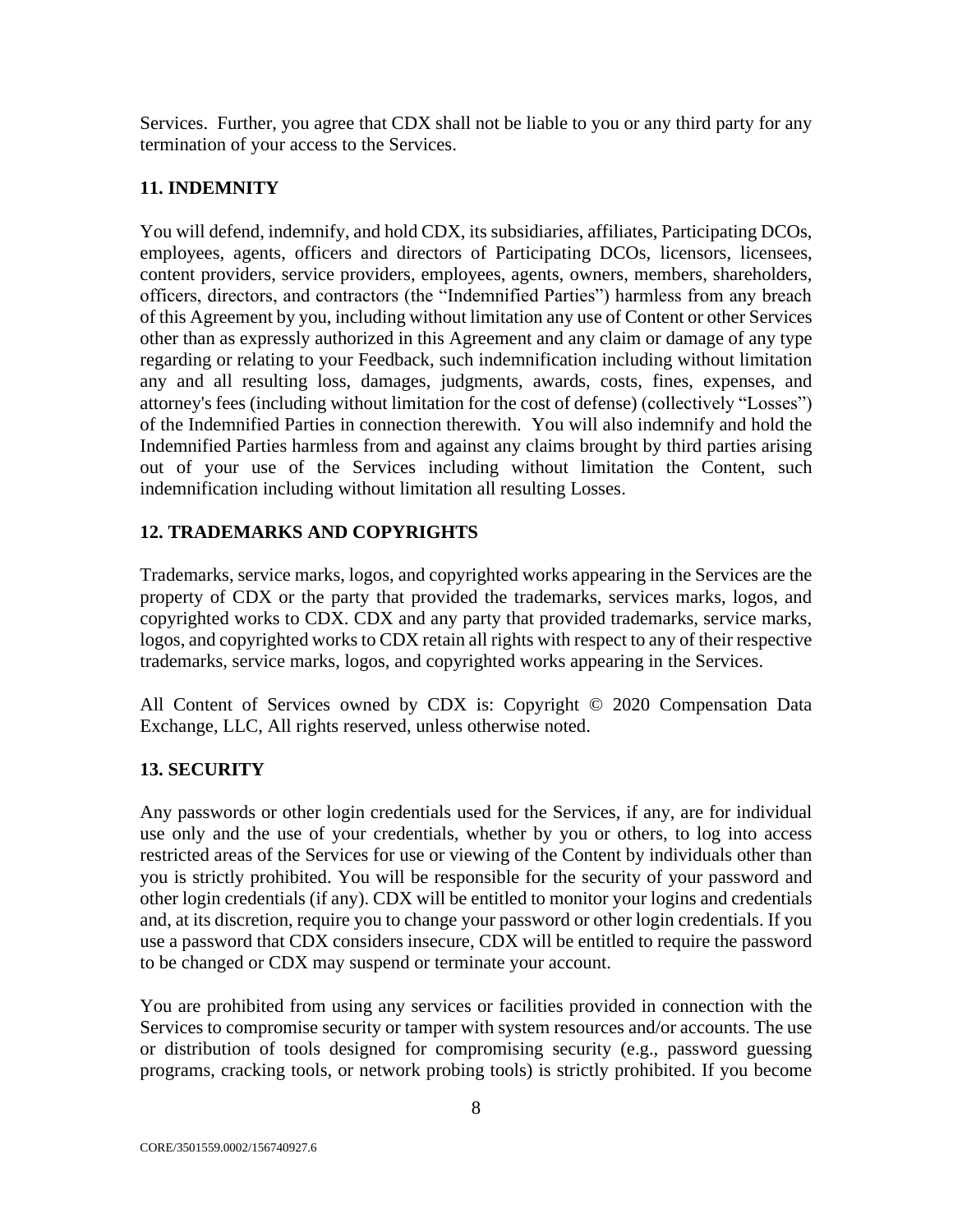Services. Further, you agree that CDX shall not be liable to you or any third party for any termination of your access to the Services.

## 11. INDEMNITY

You will defend, indemnify, and hold CDX, its subsidiaries, affiliates, Participating DCOs, employees, agents, officers and directors of Participating DCOs, licensors, licensees, content providers, service providers, employees, agents, owners, members, shareholders, officers, directors, and contractors (the "Indemnified Parties") harmless from any breach of this Agreement by you, including without limitation any use of Content or other Services other than as expressly authorized in this Agreement and any claim or damage of any type regarding or relating to your Feedback, such indemnification including without limitation any and all resulting loss, damages, judgments, awards, costs, fines, expenses, and attorney's fees (including without limitation for the cost of defense) (collectively "Losses") of the Indemnified Parties in connection therewith. You will also indemnify and hold the Indemnified Parties harmless from and against any claims brought by third parties arising out of your use of the Services including without limitation the Content, such indemnification including without limitation all resulting Losses.

## 12. TRADEMARKS AND COPYRIGHTS

Trademarks, service marks, logos, and copyrighted works appearing in the Services are the property of CDX or the party that provided the trademarks, services marks, logos, and copyrighted works to CDX. CDX and any party that provided trademarks, service marks, logos, and copyrighted works to CDX retain all rights with respect to any of their respective trademarks, service marks, logos, and copyrighted works appearing in the Services.

All Content of Services owned by CDX is: Copyright © 2020 Compensation Data Exchange, LLC, All rights reserved, unless otherwise noted.

## 13. SECURITY

Any passwords or other login credentials used for the Services, if any, are for individual use only and the use of your credentials, whether by you or others, to log into access restricted areas of the Services for use or viewing of the Content by individuals other than you is strictly prohibited. You will be responsible for the security of your password and other login credentials (if any). CDX will be entitled to monitor your logins and credentials and, at its discretion, require you to change your password or other login credentials. If you use a password that CDX considers insecure, CDX will be entitled to require the password to be changed or CDX may suspend or terminate your account.

You are prohibited from using any services or facilities provided in connection with the Services to compromise security or tamper with system resources and/or accounts. The use or distribution of tools designed for compromising security (e.g., password guessing programs, cracking tools, or network probing tools) is strictly prohibited. If you become

CORE/3501559.0002/156740927.6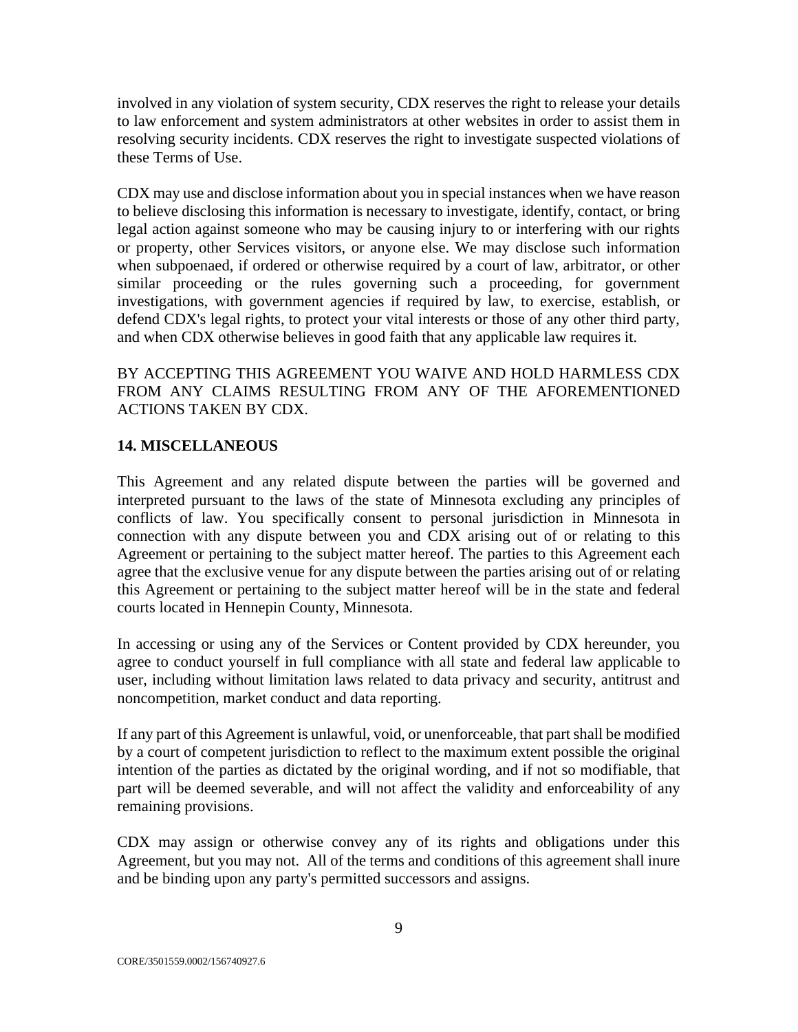involved in any violation of system security, CDX reserves the right to release your details to law enforcement and system administrators at other websites in order to assist them in resolving security incidents. CDX reserves the right to investigate suspected violations of these Terms of Use.

CDX may use and disclose information about you in special instances when we have reason to believe disclosing this information is necessary to investigate, identify, contact, or bring legal action against someone who may be causing injury to or interfering with our rights or property, other Services visitors, or anyone else. We may disclose such information when subpoenaed, if ordered or otherwise required by a court of law, arbitrator, or other similar proceeding or the rules governing such a proceeding, for government investigations, with government agencies if required by law, to exercise, establish, or defend CDX's legal rights, to protect your vital interests or those of any other third party, and when CDX otherwise believes in good faith that any applicable law requires it.

BY ACCEPTING THIS AGREEMENT YOU WAIVE AND HOLD HARMLESS CDX FROM ANY CLAIMS RESULTING FROM ANY OF THE AFOREMENTIONED ACTIONS TAKEN BY CDX.

## 14. MISCELLANEOUS

This Agreement and any related dispute between the parties will be governed and interpreted pursuant to the laws of the state of Minnesota excluding any principles of conflicts of law. You specifically consent to personal jurisdiction in Minnesota in connection with any dispute between you and CDX arising out of or relating to this Agreement or pertaining to the subject matter hereof. The parties to this Agreement each agree that the exclusive venue for any dispute between the parties arising out of or relating this Agreement or pertaining to the subject matter hereof will be in the state and federal courts located in Hennepin County, Minnesota.

In accessing or using any of the Services or Content provided by CDX hereunder, you agree to conduct yourself in full compliance with all state and federal law applicable to user, including without limitation laws related to data privacy and security, antitrust and noncompetition, market conduct and data reporting.

If any part of this Agreement is unlawful, void, or unenforceable, that part shall be modified by a court of competent jurisdiction to reflect to the maximum extent possible the original intention of the parties as dictated by the original wording, and if not so modifiable, that part will be deemed severable, and will not affect the validity and enforceability of any remaining provisions.

CDX may assign or otherwise convey any of its rights and obligations under this Agreement, but you may not. All of the terms and conditions of this agreement shall inure and be binding upon any party's permitted successors and assigns.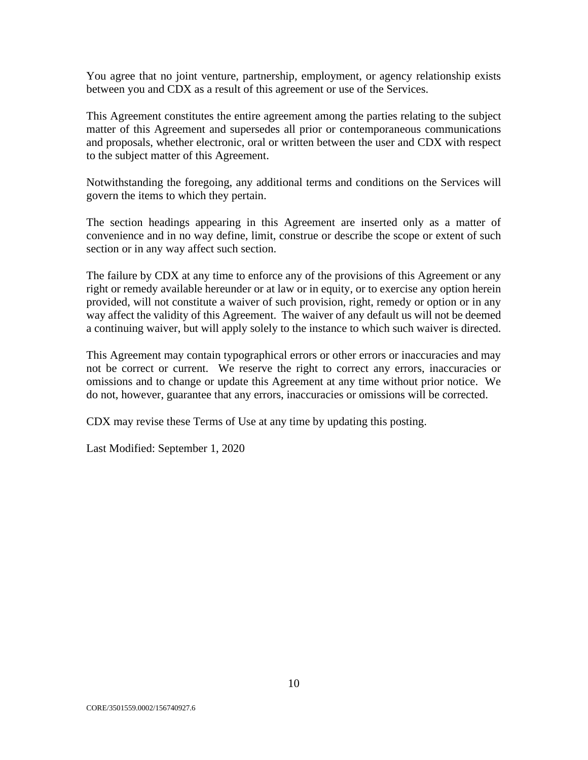You agree that no joint venture, partnership, employment, or agency relationship exists between you and CDX as a result of this agreement or use of the Services.

This Agreement constitutes the entire agreement among the parties relating to the subject matter of this Agreement and supersedes all prior or contemporaneous communications and proposals, whether electronic, oral or written between the user and CDX with respect to the subject matter of this Agreement.

Notwithstanding the foregoing, any additional terms and conditions on the Services will govern the items to which they pertain.

The section headings appearing in this Agreement are inserted only as a matter of convenience and in no way define, limit, construe or describe the scope or extent of such section or in any way affect such section.

The failure by CDX at any time to enforce any of the provisions of this Agreement or any right or remedy available hereunder or at law or in equity, or to exercise any option herein provided, will not constitute a waiver of such provision, right, remedy or option or in any way affect the validity of this Agreement. The waiver of any default us will not be deemed a continuing waiver, but will apply solely to the instance to which such waiver is directed.

This Agreement may contain typographical errors or other errors or inaccuracies and may not be correct or current. We reserve the right to correct any errors, inaccuracies or omissions and to change or update this Agreement at any time without prior notice. We do not, however, guarantee that any errors, inaccuracies or omissions will be corrected.

CDX may revise these Terms of Use at any time by updating this posting.

Last Modified: September 1, 2020

CORE/3501559.0002/156740927.6